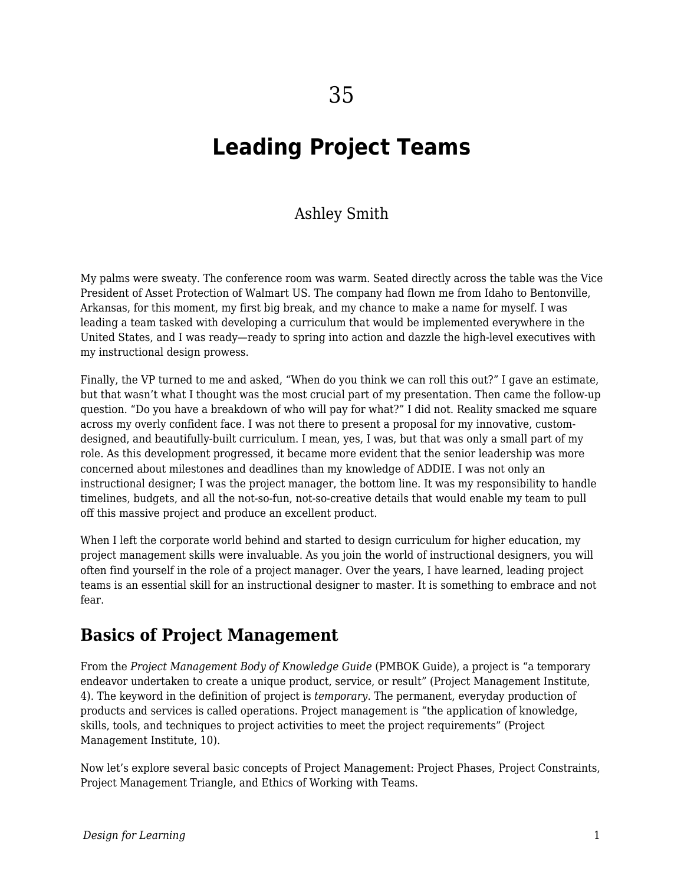35

# Leading Project Teams

Ashley Smith

My palms were sweaty. The conference room was warm. Seated directly across the table was the Vice President of Asset Protection of Walmart US. The company had flown me from Idaho to Bentonville, Arkansas, for this moment, my first big break, and my chance to make a name for myself. I was leading a team tasked with developing a curriculum that would be implemented everywhere in the United States, and I was ready—ready to spring into action and dazzle the high-level executives with my instructional design prowess.

Finally, the VP turned to me and asked, "When do you think we can roll this out?" I gave an estimate, but that wasn't what I thought was the most crucial part of my presentation. Then came the follow-up question. "Do you have a breakdown of who will pay for what?" I did not. Reality smacked me square across my overly confident face. I was not there to present a proposal for my innovative, custom-designed, and beautifully-built curriculum. I mean, yes, I was, but that was only a small part of my role. As this development progressed, it became more evident that the senior leadership was more concerned about milestones and deadlines than my knowledge of ADDIE. I was not only an instructional designer; I was the project manager, the bottom line. It was my responsibility to handle timelines, budgets, and all the not-so-fun, not-so-creative details that would enable my team to pull off this massive project and produce an excellent product.

When I left the corporate world behind and started to design curriculum for higher education, my project management skills were invaluable. As you join the world of instructional designers, you will often find yourself in the role of a project manager. Over the years, I have learned, leading project teams is an essential skill for an instructional designer to master. It is something to embrace and not fear.

## Basics of Project Management

From the *Project Management Body of Knowledge Guide* (PMBOK Guide), a project is "a temporary endeavor undertaken to create a unique product, service, or result" (Project Management Institute, 4). The keyword in the definition of project is *temporary*. The permanent, everyday production of products and services is called operations. Project management is "the application of knowledge, skills, tools, and techniques to project activities to meet the project requirements" (Project Management Institute, 10).

Now let's explore several basic concepts of Project Management: Project Phases, Project Constraints, Project Management Triangle, and Ethics of Working with Teams.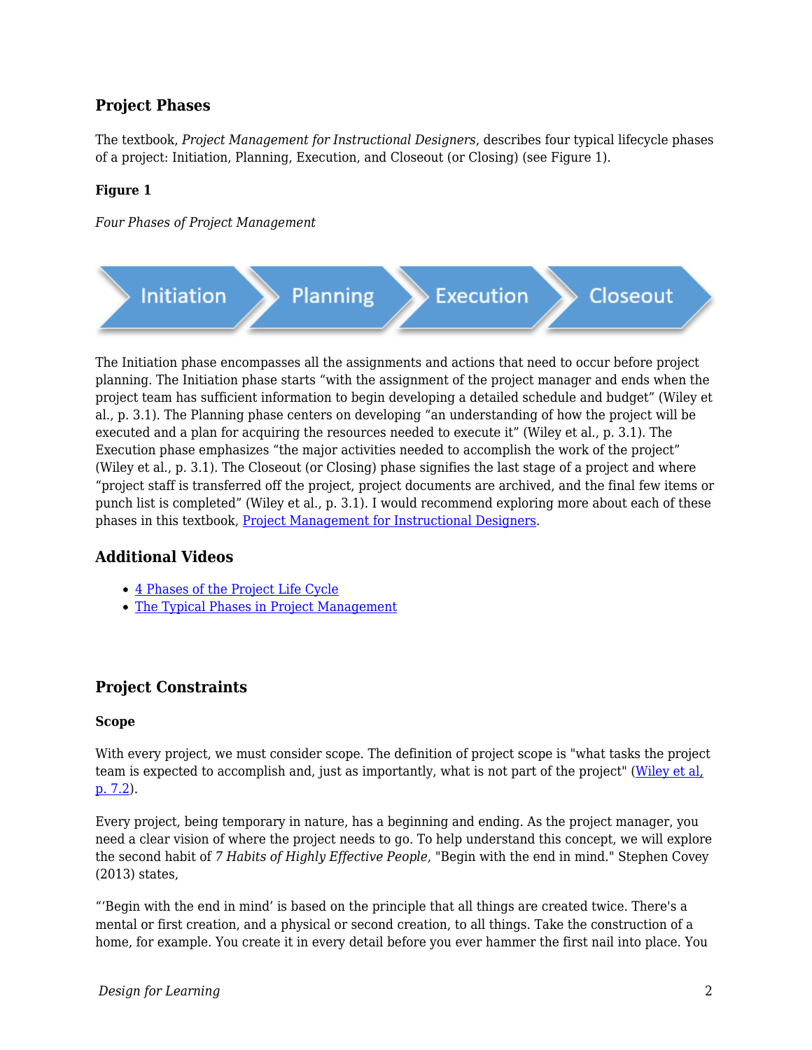### Project Phases

The textbook, *Project Management for Instructional Designers*, describes four typical lifecycle phases of a project: Initiation, Planning, Execution, and Closeout (or Closing) (see Figure 1).

**Figure 1**

*Four Phases of Project Management*

The Initiation phase encompasses all the assignments and actions that need to occur before project planning. The Initiation phase starts "with the assignment of the project manager and ends when the project team has sufficient information to begin developing a detailed schedule and budget" (Wiley et al., p. 3.1). The Planning phase centers on developing "an understanding of how the project will be executed and a plan for acquiring the resources needed to execute it" (Wiley et al., p. 3.1). The Execution phase emphasizes "the major activities needed to accomplish the work of the project" (Wiley et al., p. 3.1). The Closeout (or Closing) phase signifies the last stage of a project and where "project staff is transferred off the project, project documents are archived, and the final few items or punch list is completed" (Wiley et al., p. 3.1). I would recommend exploring more about each of these phases in this textbook, Project Management for Instructional Designers.

### Additional Videos

- 4 Phases of the Project Life Cycle
- The Typical Phases in Project Management

### Project Constraints

#### Scope

With every project, we must consider scope. The definition of project scope is "what tasks the project team is expected to accomplish and, just as importantly, what is not part of the project" (Wiley et al, p. 7.2).

Every project, being temporary in nature, has a beginning and ending. As the project manager, you need a clear vision of where the project needs to go. To help understand this concept, we will explore the second habit of *7 Habits of Highly Effective People*, "Begin with the end in mind." Stephen Covey (2013) states,

"'Begin with the end in mind' is based on the principle that all things are created twice. There's a mental or first creation, and a physical or second creation, to all things. Take the construction of a home, for example. You create it in every detail before you ever hammer the first nail into place. You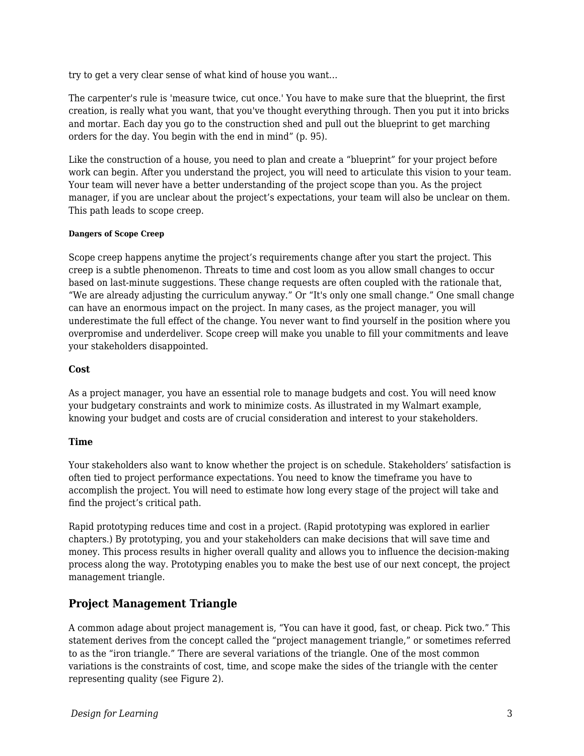try to get a very clear sense of what kind of house you want…

The carpenter's rule is 'measure twice, cut once.' You have to make sure that the blueprint, the first creation, is really what you want, that you've thought everything through. Then you put it into bricks and mortar. Each day you go to the construction shed and pull out the blueprint to get marching orders for the day. You begin with the end in mind" (p. 95).

Like the construction of a house, you need to plan and create a "blueprint" for your project before work can begin. After you understand the project, you will need to articulate this vision to your team. Your team will never have a better understanding of the project scope than you. As the project manager, if you are unclear about the project's expectations, your team will also be unclear on them. This path leads to scope creep.

#### Dangers of Scope Creep

Scope creep happens anytime the project's requirements change after you start the project. This creep is a subtle phenomenon. Threats to time and cost loom as you allow small changes to occur based on last-minute suggestions. These change requests are often coupled with the rationale that, "We are already adjusting the curriculum anyway." Or "It's only one small change." One small change can have an enormous impact on the project. In many cases, as the project manager, you will underestimate the full effect of the change. You never want to find yourself in the position where you overpromise and underdeliver. Scope creep will make you unable to fill your commitments and leave your stakeholders disappointed.

**Cost**

As a project manager, you have an essential role to manage budgets and cost. You will need know your budgetary constraints and work to minimize costs. As illustrated in my Walmart example, knowing your budget and costs are of crucial consideration and interest to your stakeholders.

**Time**

Your stakeholders also want to know whether the project is on schedule. Stakeholders' satisfaction is often tied to project performance expectations. You need to know the timeframe you have to accomplish the project. You will need to estimate how long every stage of the project will take and find the project's critical path.

Rapid prototyping reduces time and cost in a project. (Rapid prototyping was explored in earlier chapters.) By prototyping, you and your stakeholders can make decisions that will save time and money. This process results in higher overall quality and allows you to influence the decision-making process along the way. Prototyping enables you to make the best use of our next concept, the project management triangle.

## Project Management Triangle

A common adage about project management is, "You can have it good, fast, or cheap. Pick two." This statement derives from the concept called the "project management triangle," or sometimes referred to as the "iron triangle." There are several variations of the triangle. One of the most common variations is the constraints of cost, time, and scope make the sides of the triangle with the center representing quality (see Figure 2).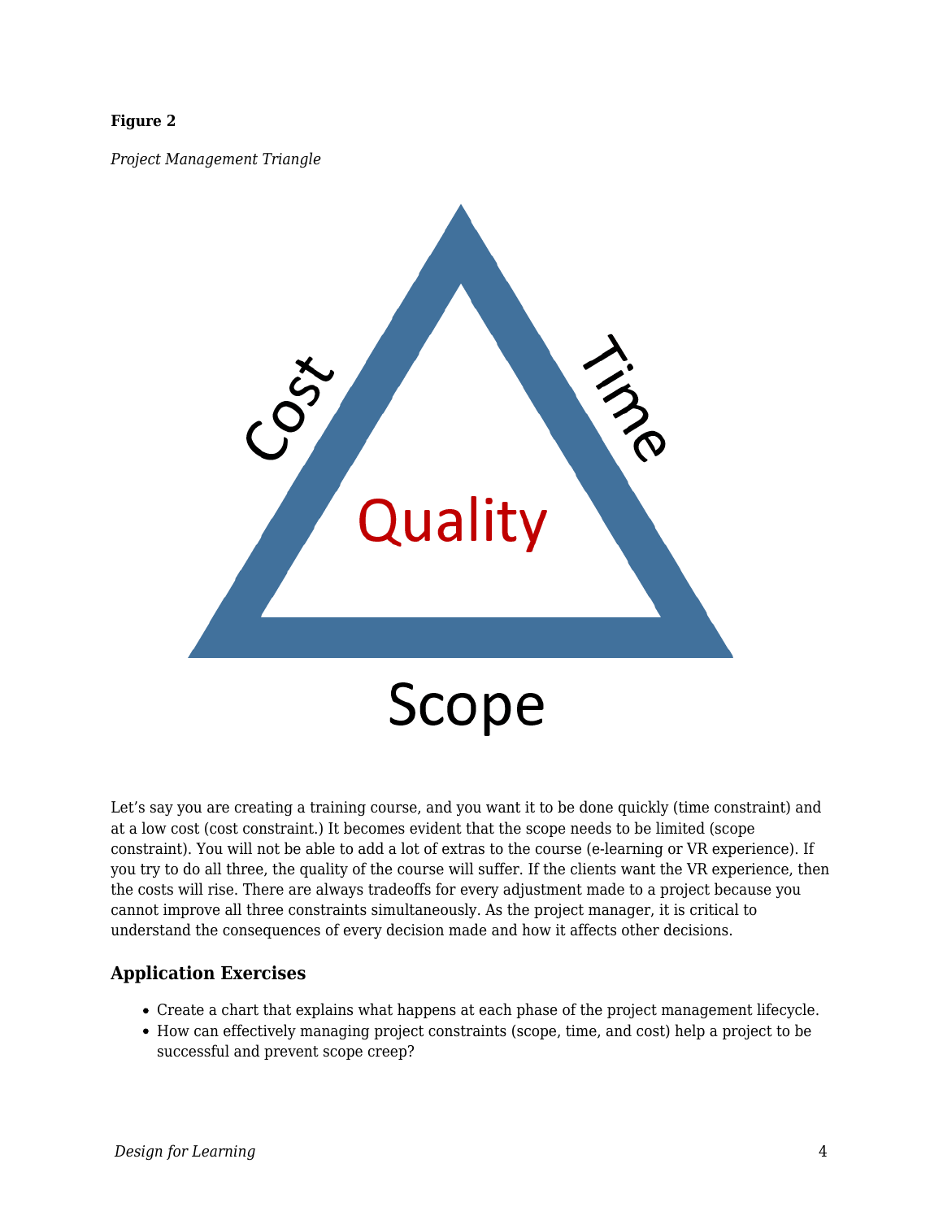**Figure 2**

*Project Management Triangle*

Let's say you are creating a training course, and you want it to be done quickly (time constraint) and at a low cost (cost constraint.) It becomes evident that the scope needs to be limited (scope constraint). You will not be able to add a lot of extras to the course (e-learning or VR experience). If you try to do all three, the quality of the course will suffer. If the clients want the VR experience, then the costs will rise. There are always tradeoffs for every adjustment made to a project because you cannot improve all three constraints simultaneously. As the project manager, it is critical to understand the consequences of every decision made and how it affects other decisions.

### Application Exercises

- Create a chart that explains what happens at each phase of the project management lifecycle.
- How can effectively managing project constraints (scope, time, and cost) help a project to be successful and prevent scope creep?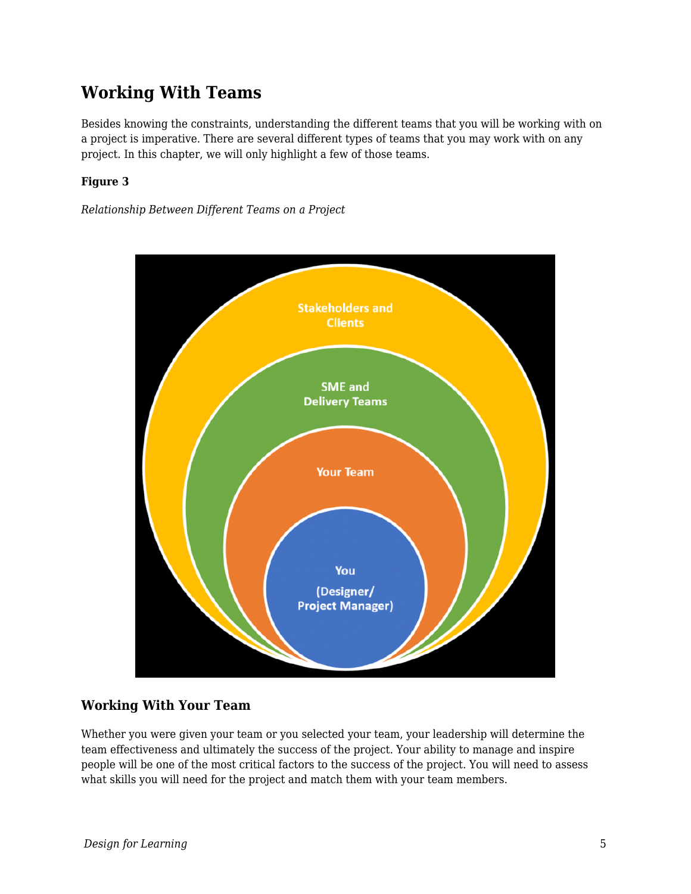## Working With Teams

Besides knowing the constraints, understanding the different teams that you will be working with on a project is imperative. There are several different types of teams that you may work with on any project. In this chapter, we will only highlight a few of those teams.

**Figure 3**

*Relationship Between Different Teams on a Project*

Stakeholders and Clients

SME and Delivery Teams

Your Team

You (Designer/ Project Manager)

### Working With Your Team

Whether you were given your team or you selected your team, your leadership will determine the team effectiveness and ultimately the success of the project. Your ability to manage and inspire people will be one of the most critical factors to the success of the project. You will need to assess what skills you will need for the project and match them with your team members.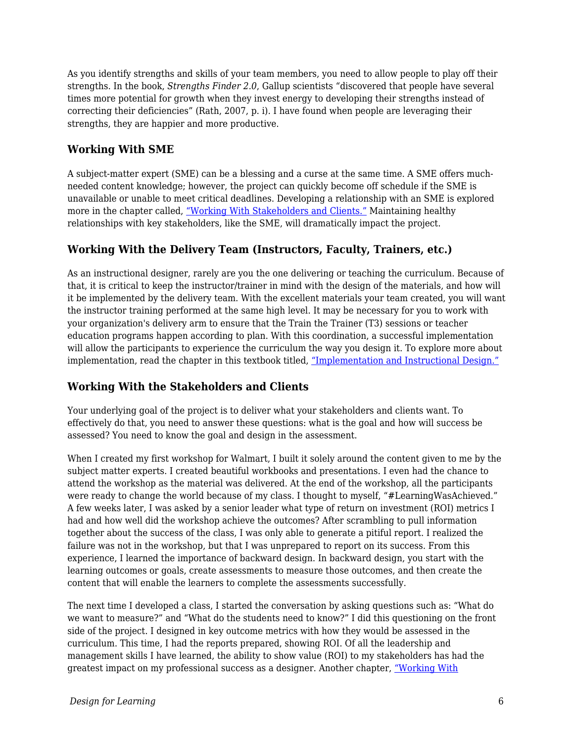As you identify strengths and skills of your team members, you need to allow people to play off their strengths. In the book, *Strengths Finder 2.0*, Gallup scientists "discovered that people have several times more potential for growth when they invest energy to developing their strengths instead of correcting their deficiencies" (Rath, 2007, p. i). I have found when people are leveraging their strengths, they are happier and more productive.

### Working With SME

A subject-matter expert (SME) can be a blessing and a curse at the same time. A SME offers much-needed content knowledge; however, the project can quickly become off schedule if the SME is unavailable or unable to meet critical deadlines. Developing a relationship with an SME is explored more in the chapter called, "Working With Stakeholders and Clients." Maintaining healthy relationships with key stakeholders, like the SME, will dramatically impact the project.

### Working With the Delivery Team (Instructors, Faculty, Trainers, etc.)

As an instructional designer, rarely are you the one delivering or teaching the curriculum. Because of that, it is critical to keep the instructor/trainer in mind with the design of the materials, and how will it be implemented by the delivery team. With the excellent materials your team created, you will want the instructor training performed at the same high level. It may be necessary for you to work with your organization's delivery arm to ensure that the Train the Trainer (T3) sessions or teacher education programs happen according to plan. With this coordination, a successful implementation will allow the participants to experience the curriculum the way you design it. To explore more about implementation, read the chapter in this textbook titled, "Implementation and Instructional Design."

### Working With the Stakeholders and Clients

Your underlying goal of the project is to deliver what your stakeholders and clients want. To effectively do that, you need to answer these questions: what is the goal and how will success be assessed? You need to know the goal and design in the assessment.

When I created my first workshop for Walmart, I built it solely around the content given to me by the subject matter experts. I created beautiful workbooks and presentations. I even had the chance to attend the workshop as the material was delivered. At the end of the workshop, all the participants were ready to change the world because of my class. I thought to myself, "#LearningWasAchieved." A few weeks later, I was asked by a senior leader what type of return on investment (ROI) metrics I had and how well did the workshop achieve the outcomes? After scrambling to pull information together about the success of the class, I was only able to generate a pitiful report. I realized the failure was not in the workshop, but that I was unprepared to report on its success. From this experience, I learned the importance of backward design. In backward design, you start with the learning outcomes or goals, create assessments to measure those outcomes, and then create the content that will enable the learners to complete the assessments successfully.

The next time I developed a class, I started the conversation by asking questions such as: "What do we want to measure?" and "What do the students need to know?" I did this questioning on the front side of the project. I designed in key outcome metrics with how they would be assessed in the curriculum. This time, I had the reports prepared, showing ROI. Of all the leadership and management skills I have learned, the ability to show value (ROI) to my stakeholders has had the greatest impact on my professional success as a designer. Another chapter, "Working With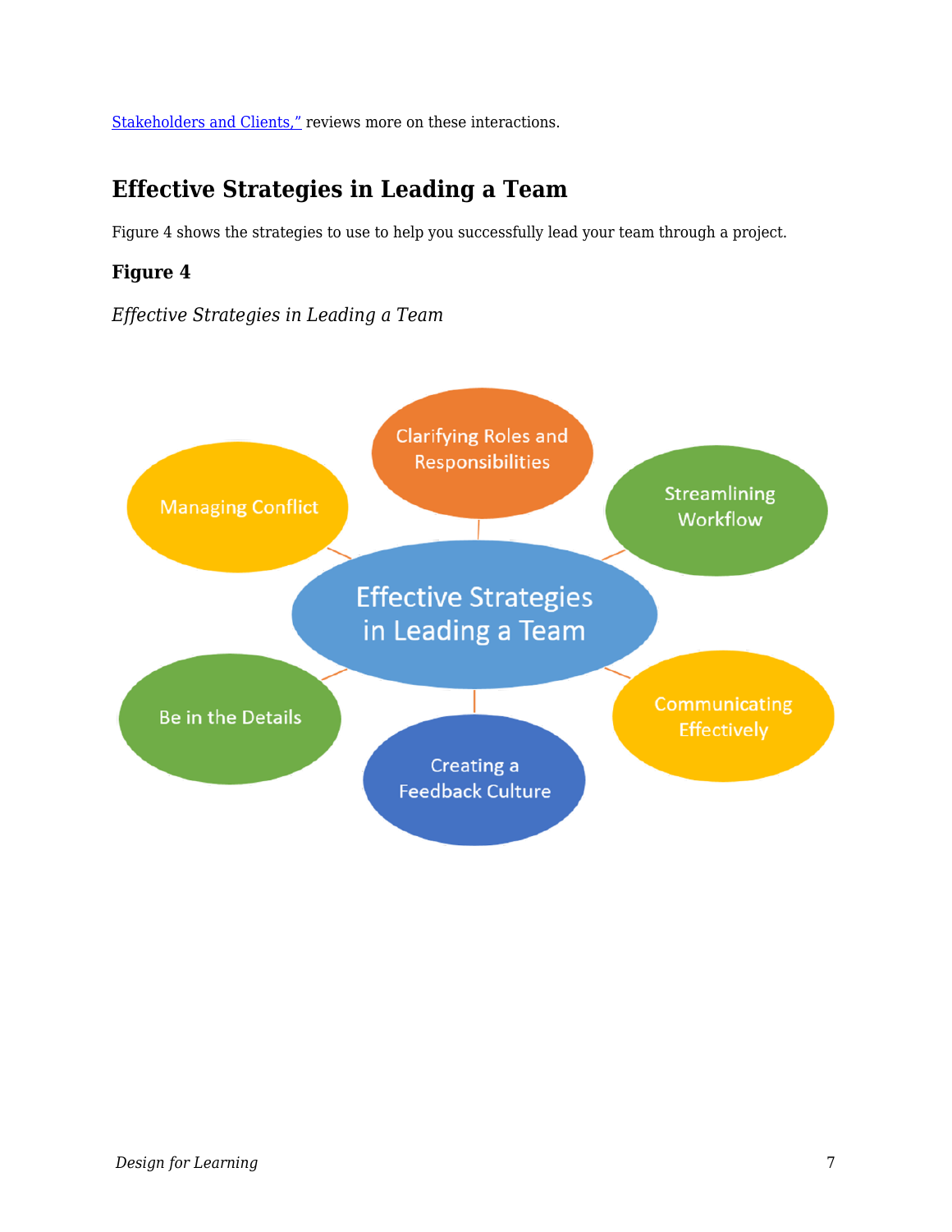Stakeholders and Clients," reviews more on these interactions.

## Effective Strategies in Leading a Team

Figure 4 shows the strategies to use to help you successfully lead your team through a project.

**Figure 4**

*Effective Strategies in Leading a Team*

Effective Strategies in Leading a Team

- Clarifying Roles and Responsibilities
- Streamlining Workflow
- Communicating Effectively
- Creating a Feedback Culture
- Be in the Details
- Managing Conflict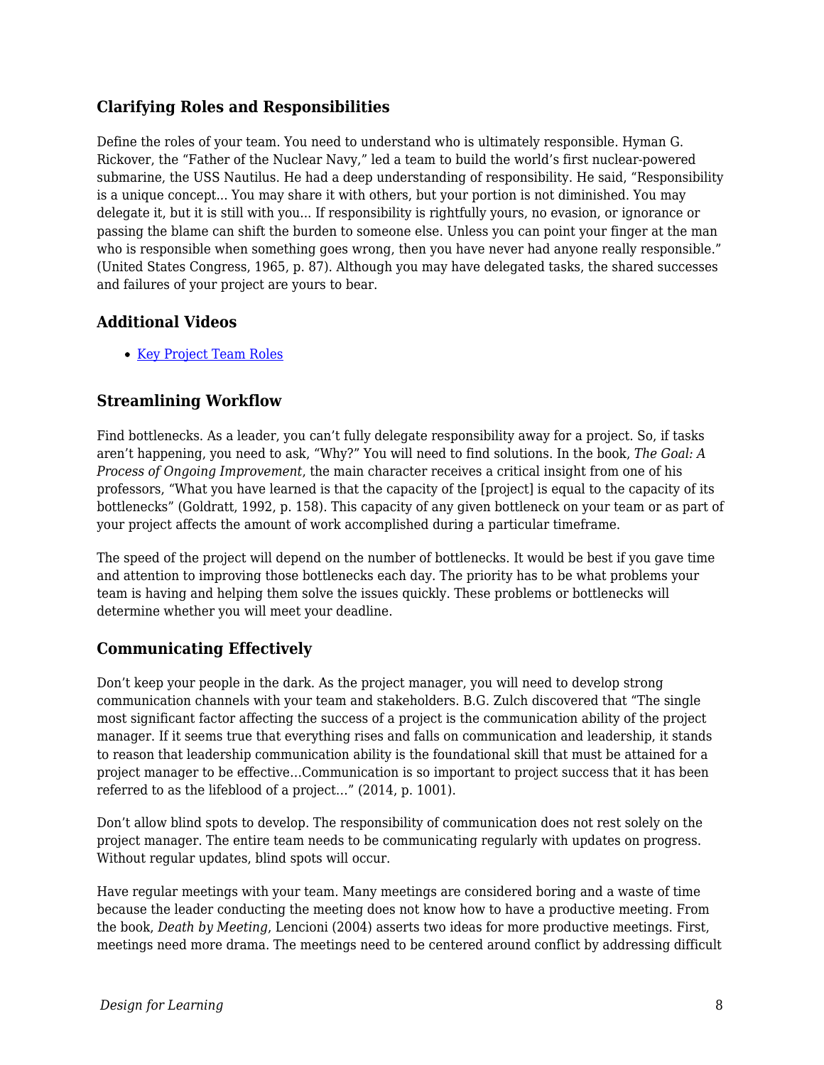### Clarifying Roles and Responsibilities

Define the roles of your team. You need to understand who is ultimately responsible. Hyman G. Rickover, the "Father of the Nuclear Navy," led a team to build the world's first nuclear-powered submarine, the USS Nautilus. He had a deep understanding of responsibility. He said, "Responsibility is a unique concept... You may share it with others, but your portion is not diminished. You may delegate it, but it is still with you... If responsibility is rightfully yours, no evasion, or ignorance or passing the blame can shift the burden to someone else. Unless you can point your finger at the man who is responsible when something goes wrong, then you have never had anyone really responsible." (United States Congress, 1965, p. 87). Although you may have delegated tasks, the shared successes and failures of your project are yours to bear.

### Additional Videos

- Key Project Team Roles

### Streamlining Workflow

Find bottlenecks. As a leader, you can't fully delegate responsibility away for a project. So, if tasks aren't happening, you need to ask, "Why?" You will need to find solutions. In the book, *The Goal: A Process of Ongoing Improvement*, the main character receives a critical insight from one of his professors, "What you have learned is that the capacity of the [project] is equal to the capacity of its bottlenecks" (Goldratt, 1992, p. 158). This capacity of any given bottleneck on your team or as part of your project affects the amount of work accomplished during a particular timeframe.

The speed of the project will depend on the number of bottlenecks. It would be best if you gave time and attention to improving those bottlenecks each day. The priority has to be what problems your team is having and helping them solve the issues quickly. These problems or bottlenecks will determine whether you will meet your deadline.

### Communicating Effectively

Don't keep your people in the dark. As the project manager, you will need to develop strong communication channels with your team and stakeholders. B.G. Zulch discovered that "The single most significant factor affecting the success of a project is the communication ability of the project manager. If it seems true that everything rises and falls on communication and leadership, it stands to reason that leadership communication ability is the foundational skill that must be attained for a project manager to be effective…Communication is so important to project success that it has been referred to as the lifeblood of a project…" (2014, p. 1001).

Don't allow blind spots to develop. The responsibility of communication does not rest solely on the project manager. The entire team needs to be communicating regularly with updates on progress. Without regular updates, blind spots will occur.

Have regular meetings with your team. Many meetings are considered boring and a waste of time because the leader conducting the meeting does not know how to have a productive meeting. From the book, *Death by Meeting*, Lencioni (2004) asserts two ideas for more productive meetings. First, meetings need more drama. The meetings need to be centered around conflict by addressing difficult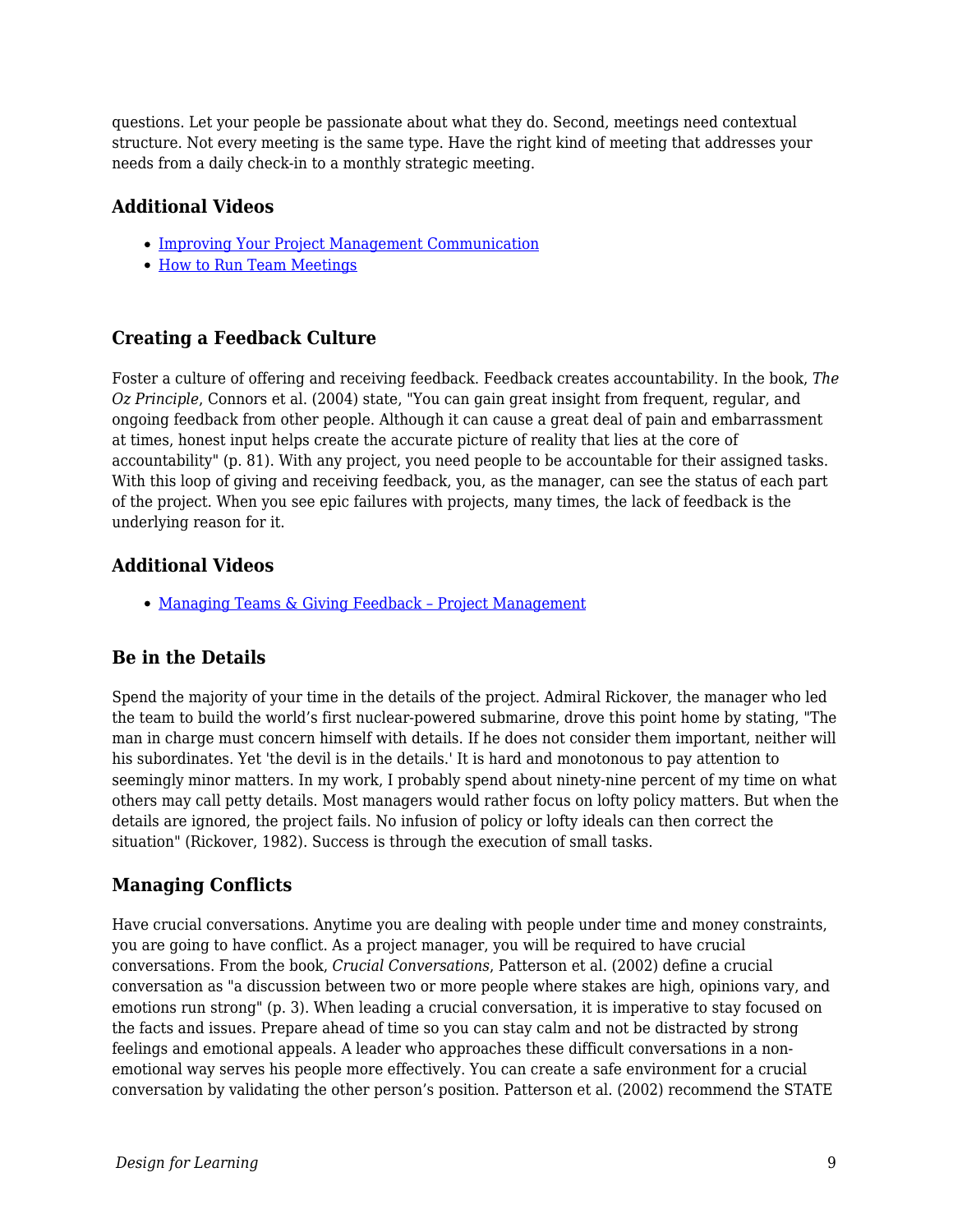questions. Let your people be passionate about what they do. Second, meetings need contextual structure. Not every meeting is the same type. Have the right kind of meeting that addresses your needs from a daily check-in to a monthly strategic meeting.

### Additional Videos

- Improving Your Project Management Communication
- How to Run Team Meetings

### Creating a Feedback Culture

Foster a culture of offering and receiving feedback. Feedback creates accountability. In the book, *The Oz Principle*, Connors et al. (2004) state, "You can gain great insight from frequent, regular, and ongoing feedback from other people. Although it can cause a great deal of pain and embarrassment at times, honest input helps create the accurate picture of reality that lies at the core of accountability" (p. 81). With any project, you need people to be accountable for their assigned tasks. With this loop of giving and receiving feedback, you, as the manager, can see the status of each part of the project. When you see epic failures with projects, many times, the lack of feedback is the underlying reason for it.

### Additional Videos

- Managing Teams & Giving Feedback – Project Management

### Be in the Details

Spend the majority of your time in the details of the project. Admiral Rickover, the manager who led the team to build the world's first nuclear-powered submarine, drove this point home by stating, "The man in charge must concern himself with details. If he does not consider them important, neither will his subordinates. Yet 'the devil is in the details.' It is hard and monotonous to pay attention to seemingly minor matters. In my work, I probably spend about ninety-nine percent of my time on what others may call petty details. Most managers would rather focus on lofty policy matters. But when the details are ignored, the project fails. No infusion of policy or lofty ideals can then correct the situation" (Rickover, 1982). Success is through the execution of small tasks.

### Managing Conflicts

Have crucial conversations. Anytime you are dealing with people under time and money constraints, you are going to have conflict. As a project manager, you will be required to have crucial conversations. From the book, *Crucial Conversations*, Patterson et al. (2002) define a crucial conversation as "a discussion between two or more people where stakes are high, opinions vary, and emotions run strong" (p. 3). When leading a crucial conversation, it is imperative to stay focused on the facts and issues. Prepare ahead of time so you can stay calm and not be distracted by strong feelings and emotional appeals. A leader who approaches these difficult conversations in a non-emotional way serves his people more effectively. You can create a safe environment for a crucial conversation by validating the other person's position. Patterson et al. (2002) recommend the STATE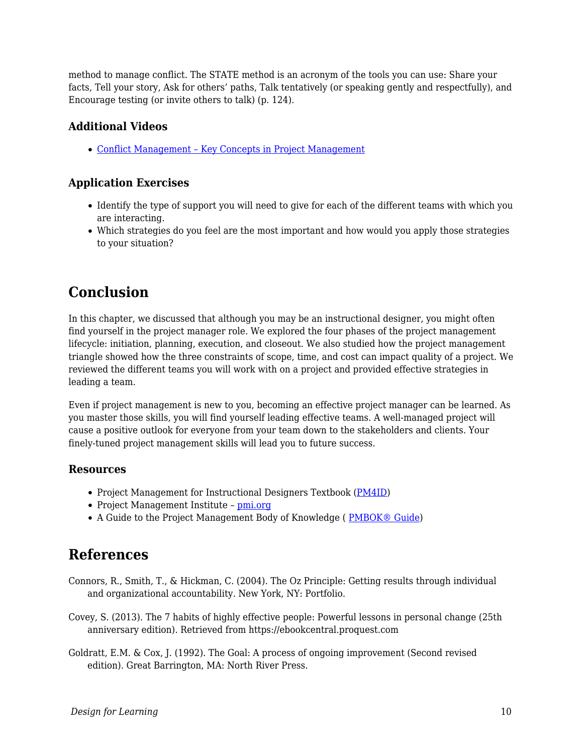method to manage conflict. The STATE method is an acronym of the tools you can use: Share your facts, Tell your story, Ask for others' paths, Talk tentatively (or speaking gently and respectfully), and Encourage testing (or invite others to talk) (p. 124).

### Additional Videos

- Conflict Management – Key Concepts in Project Management

### Application Exercises

- Identify the type of support you will need to give for each of the different teams with which you are interacting.
- Which strategies do you feel are the most important and how would you apply those strategies to your situation?

## Conclusion

In this chapter, we discussed that although you may be an instructional designer, you might often find yourself in the project manager role. We explored the four phases of the project management lifecycle: initiation, planning, execution, and closeout. We also studied how the project management triangle showed how the three constraints of scope, time, and cost can impact quality of a project. We reviewed the different teams you will work with on a project and provided effective strategies in leading a team.

Even if project management is new to you, becoming an effective project manager can be learned. As you master those skills, you will find yourself leading effective teams. A well-managed project will cause a positive outlook for everyone from your team down to the stakeholders and clients. Your finely-tuned project management skills will lead you to future success.

### Resources

- Project Management for Instructional Designers Textbook (PM4ID)
- Project Management Institute – pmi.org
- A Guide to the Project Management Body of Knowledge ( PMBOK® Guide)

## References

Connors, R., Smith, T., & Hickman, C. (2004). The Oz Principle: Getting results through individual and organizational accountability. New York, NY: Portfolio.

Covey, S. (2013). The 7 habits of highly effective people: Powerful lessons in personal change (25th anniversary edition). Retrieved from https://ebookcentral.proquest.com

Goldratt, E.M. & Cox, J. (1992). The Goal: A process of ongoing improvement (Second revised edition). Great Barrington, MA: North River Press.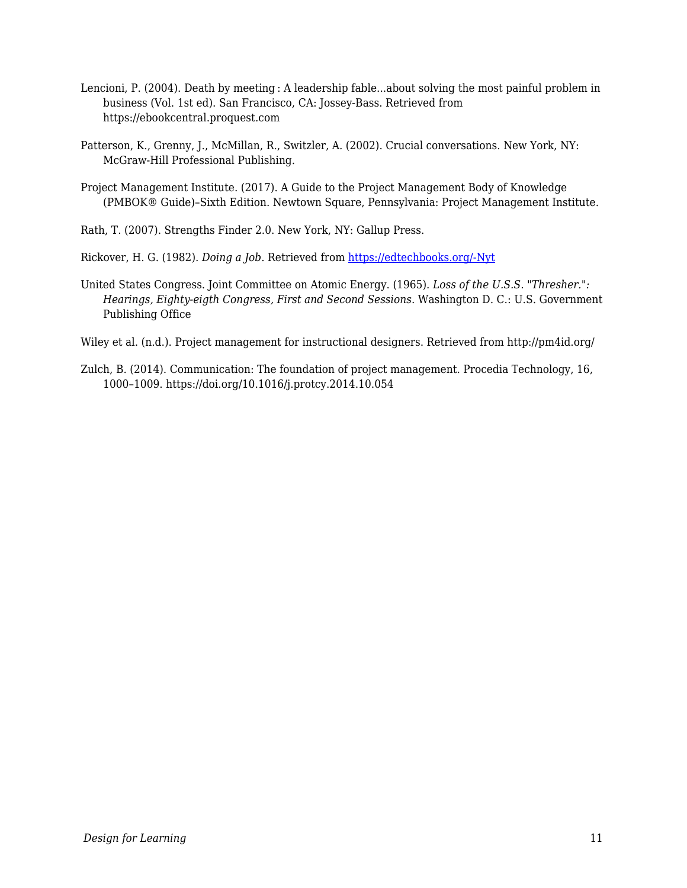Lencioni, P. (2004). Death by meeting : A leadership fable...about solving the most painful problem in business (Vol. 1st ed). San Francisco, CA: Jossey-Bass. Retrieved from https://ebookcentral.proquest.com

Patterson, K., Grenny, J., McMillan, R., Switzler, A. (2002). Crucial conversations. New York, NY: McGraw-Hill Professional Publishing.

Project Management Institute. (2017). A Guide to the Project Management Body of Knowledge (PMBOK® Guide)–Sixth Edition. Newtown Square, Pennsylvania: Project Management Institute.

Rath, T. (2007). Strengths Finder 2.0. New York, NY: Gallup Press.

Rickover, H. G. (1982). *Doing a Job*. Retrieved from [https://edtechbooks.org/-Nyt](https://edtechbooks.org/-Nyt)

United States Congress. Joint Committee on Atomic Energy. (1965). *Loss of the U.S.S. "Thresher.": Hearings, Eighty-eigth Congress, First and Second Sessions*. Washington D. C.: U.S. Government Publishing Office

Wiley et al. (n.d.). Project management for instructional designers. Retrieved from http://pm4id.org/

Zulch, B. (2014). Communication: The foundation of project management. Procedia Technology, 16, 1000–1009. https://doi.org/10.1016/j.protcy.2014.10.054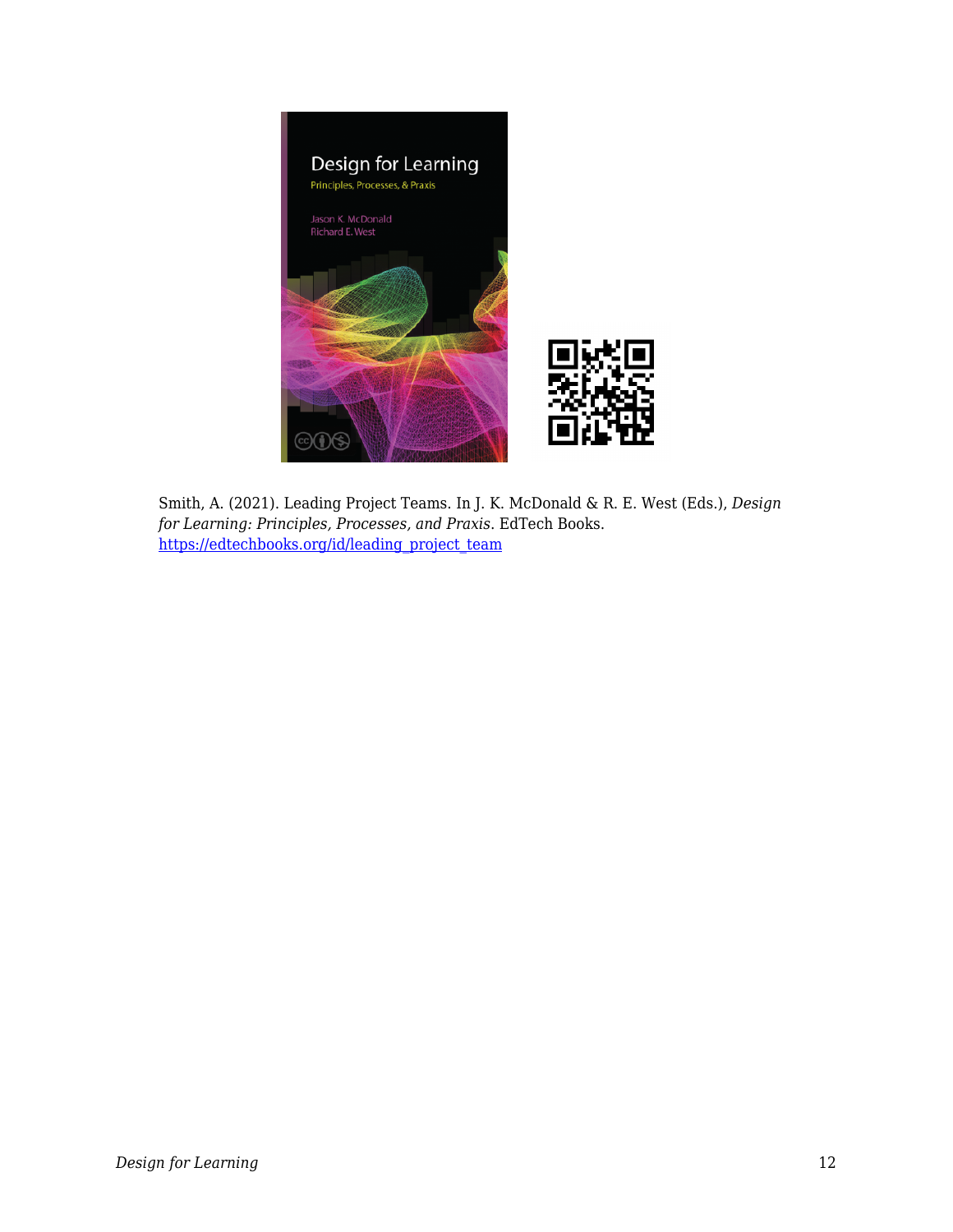Smith, A. (2021). Leading Project Teams. In J. K. McDonald & R. E. West (Eds.), *Design for Learning: Principles, Processes, and Praxis*. EdTech Books. https://edtechbooks.org/id/leading_project_team